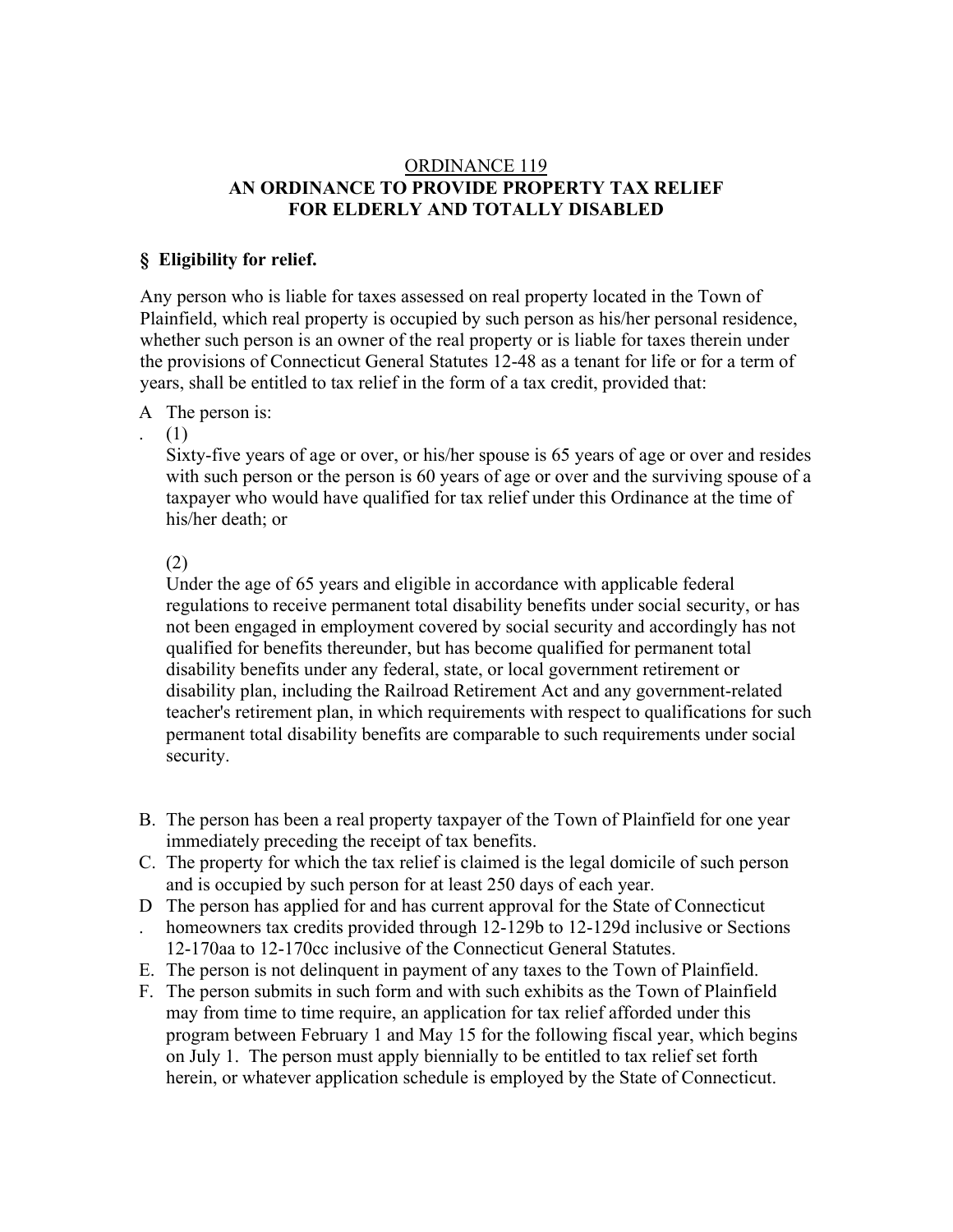<u>ORDINANCE 119</u>

**AN ORDINANCE TO PROVIDE PROPERTY TAX RELIEF FOR ELDERLY AND TOTALLY DISABLED**

### § Eligibility for relief.

Any person who is liable for taxes assessed on real property located in the Town of Plainfield, which real property is occupied by such person as his/her personal residence, whether such person is an owner of the real property or is liable for taxes therein under the provisions of Connecticut General Statutes 12-48 as a tenant for life or for a term of years, shall be entitled to tax relief in the form of a tax credit, provided that:

A. The person is:

(1)
Sixty-five years of age or over, or his/her spouse is 65 years of age or over and resides with such person or the person is 60 years of age or over and the surviving spouse of a taxpayer who would have qualified for tax relief under this Ordinance at the time of his/her death; or

(2)
Under the age of 65 years and eligible in accordance with applicable federal regulations to receive permanent total disability benefits under social security, or has not been engaged in employment covered by social security and accordingly has not qualified for benefits thereunder, but has become qualified for permanent total disability benefits under any federal, state, or local government retirement or disability plan, including the Railroad Retirement Act and any government-related teacher's retirement plan, in which requirements with respect to qualifications for such permanent total disability benefits are comparable to such requirements under social security.

B. The person has been a real property taxpayer of the Town of Plainfield for one year immediately preceding the receipt of tax benefits.

C. The property for which the tax relief is claimed is the legal domicile of such person and is occupied by such person for at least 250 days of each year.

D. The person has applied for and has current approval for the State of Connecticut homeowners tax credits provided through 12-129b to 12-129d inclusive or Sections 12-170aa to 12-170cc inclusive of the Connecticut General Statutes.

E. The person is not delinquent in payment of any taxes to the Town of Plainfield.

F. The person submits in such form and with such exhibits as the Town of Plainfield may from time to time require, an application for tax relief afforded under this program between February 1 and May 15 for the following fiscal year, which begins on July 1. The person must apply biennially to be entitled to tax relief set forth herein, or whatever application schedule is employed by the State of Connecticut.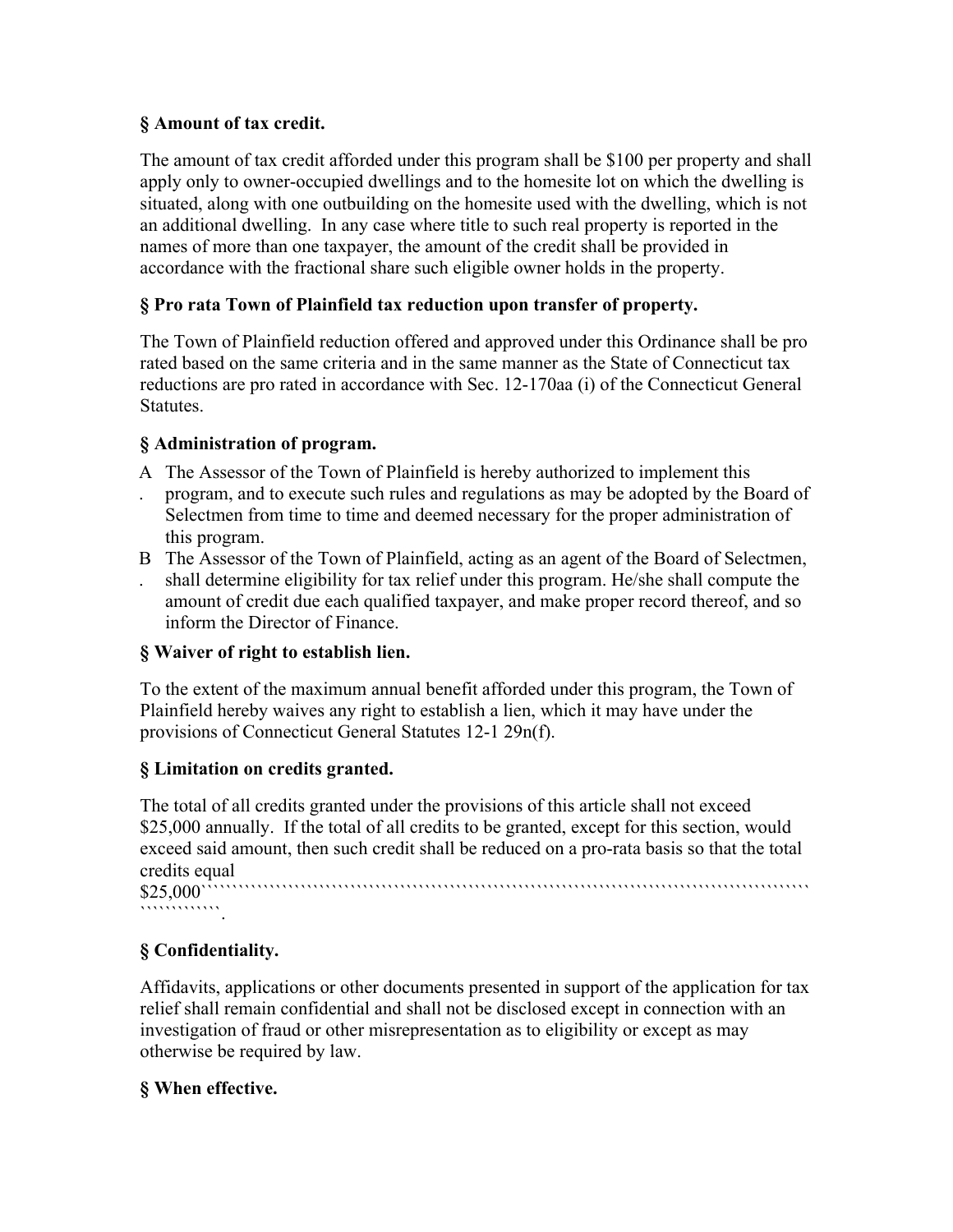### § Amount of tax credit.

The amount of tax credit afforded under this program shall be $100 per property and shall apply only to owner-occupied dwellings and to the homesite lot on which the dwelling is situated, along with one outbuilding on the homesite used with the dwelling, which is not an additional dwelling. In any case where title to such real property is reported in the names of more than one taxpayer, the amount of the credit shall be provided in accordance with the fractional share such eligible owner holds in the property.

### § Pro rata Town of Plainfield tax reduction upon transfer of property.

The Town of Plainfield reduction offered and approved under this Ordinance shall be pro rated based on the same criteria and in the same manner as the State of Connecticut tax reductions are pro rated in accordance with Sec. 12-170aa (i) of the Connecticut General Statutes.

### § Administration of program.

A. The Assessor of the Town of Plainfield is hereby authorized to implement this program, and to execute such rules and regulations as may be adopted by the Board of Selectmen from time to time and deemed necessary for the proper administration of this program.
B. The Assessor of the Town of Plainfield, acting as an agent of the Board of Selectmen, shall determine eligibility for tax relief under this program. He/she shall compute the amount of credit due each qualified taxpayer, and make proper record thereof, and so inform the Director of Finance.

### § Waiver of right to establish lien.

To the extent of the maximum annual benefit afforded under this program, the Town of Plainfield hereby waives any right to establish a lien, which it may have under the provisions of Connecticut General Statutes 12-1 29n(f).

### § Limitation on credits granted.

The total of all credits granted under the provisions of this article shall not exceed $25,000 annually. If the total of all credits to be granted, except for this section, would exceed said amount, then such credit shall be reduced on a pro-rata basis so that the total credits equal $25,000.

### § Confidentiality.

Affidavits, applications or other documents presented in support of the application for tax relief shall remain confidential and shall not be disclosed except in connection with an investigation of fraud or other misrepresentation as to eligibility or except as may otherwise be required by law.

### § When effective.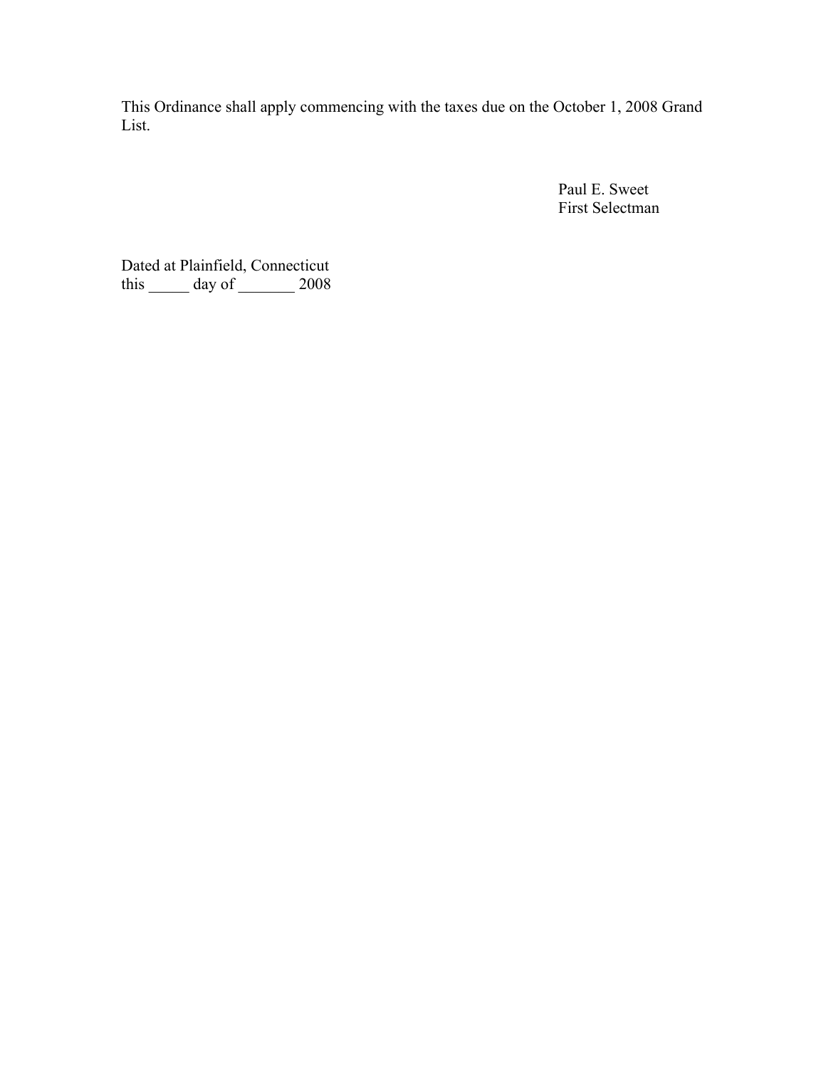This Ordinance shall apply commencing with the taxes due on the October 1, 2008 Grand List.

Paul E. Sweet
First Selectman

Dated at Plainfield, Connecticut
this _____ day of _______ 2008